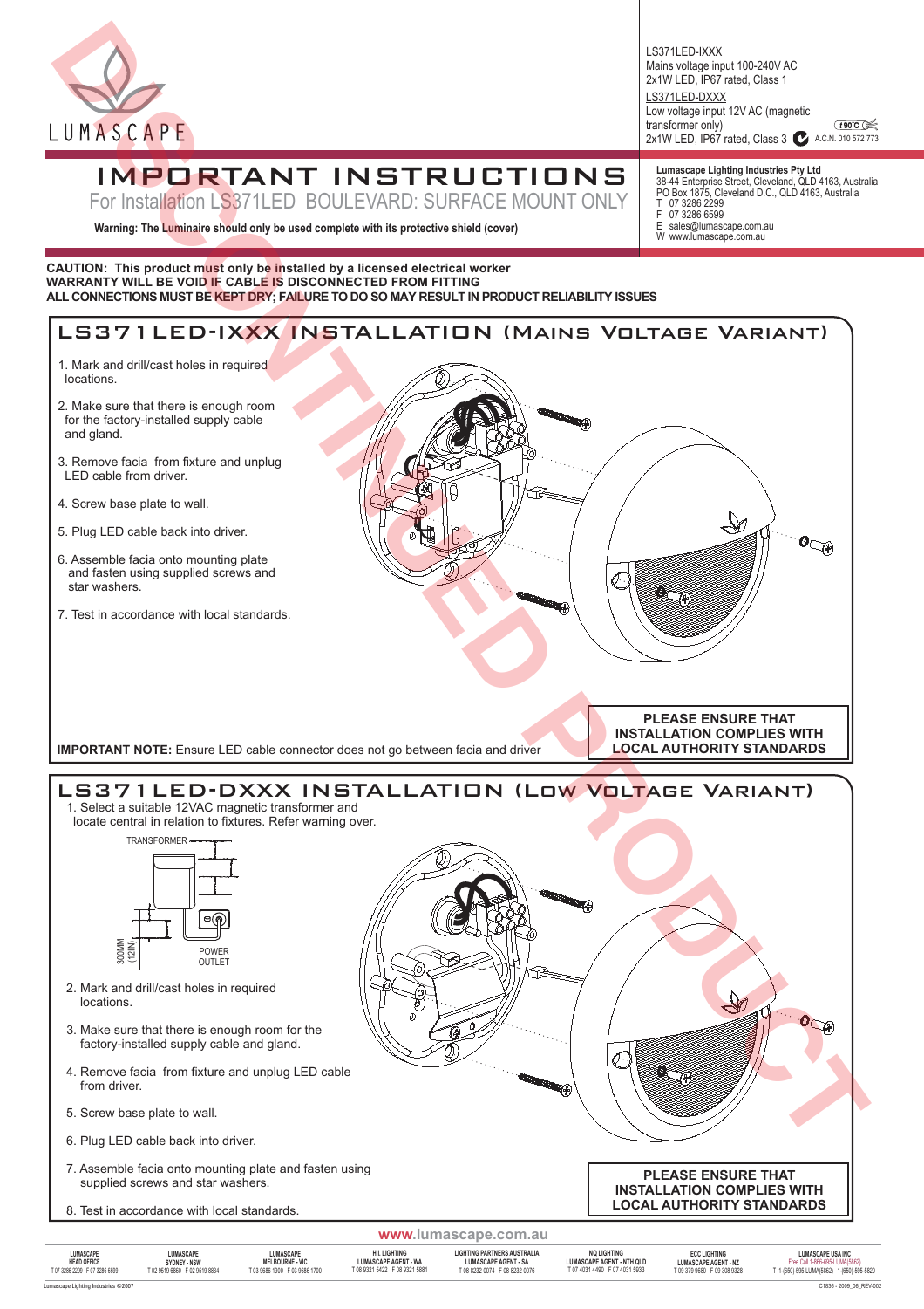LUMASCAPE

LS371LED-IXXX
Mains voltage input 100-240V AC
2x1W LED, IP67 rated, Class 1

LS371LED-DXXX
Low voltage input 12V AC (magnetic transformer only)
2x1W LED, IP67 rated, Class 3

A.C.N. 010 572 773

# IMPORTANT INSTRUCTIONS

For Installation LS371LED BOULEVARD: SURFACE MOUNT ONLY

**Warning: The Luminaire should only be used complete with its protective shield (cover)**

**Lumascape Lighting Industries Pty Ltd**
38-44 Enterprise Street, Cleveland, QLD 4163, Australia
PO Box 1875, Cleveland D.C., QLD 4163, Australia
T 07 3286 2299
F 07 3286 6599
E sales@lumascape.com.au
W www.lumascape.com.au

DISCONTINUED PRODUCT

**CAUTION: This product must only be installed by a licensed electrical worker**
**WARRANTY WILL BE VOID IF CABLE IS DISCONNECTED FROM FITTING**
**ALL CONNECTIONS MUST BE KEPT DRY; FAILURE TO DO SO MAY RESULT IN PRODUCT RELIABILITY ISSUES**

## LS371LED-IXXX INSTALLATION (Mains Voltage Variant)

1. Mark and drill/cast holes in required locations.
2. Make sure that there is enough room for the factory-installed supply cable and gland.
3. Remove facia from fixture and unplug LED cable from driver.
4. Screw base plate to wall.
5. Plug LED cable back into driver.
6. Assemble facia onto mounting plate and fasten using supplied screws and star washers.
7. Test in accordance with local standards.

**IMPORTANT NOTE:** Ensure LED cable connector does not go between facia and driver

**PLEASE ENSURE THAT INSTALLATION COMPLIES WITH LOCAL AUTHORITY STANDARDS**

## LS371LED-DXXX INSTALLATION (Low Voltage Variant)

1. Select a suitable 12VAC magnetic transformer and locate central in relation to fixtures. Refer warning over.

TRANSFORMER
300MM (12IN)
POWER OUTLET

2. Mark and drill/cast holes in required locations.
3. Make sure that there is enough room for the factory-installed supply cable and gland.
4. Remove facia from fixture and unplug LED cable from driver.
5. Screw base plate to wall.
6. Plug LED cable back into driver.
7. Assemble facia onto mounting plate and fasten using supplied screws and star washers.
8. Test in accordance with local standards.

**PLEASE ENSURE THAT INSTALLATION COMPLIES WITH LOCAL AUTHORITY STANDARDS**

**www.lumascape.com.au**

| LUMASCAPE HEAD OFFICE | LUMASCAPE SYDNEY - NSW | LUMASCAPE MELBOURNE - VIC | H.I. LIGHTING LUMASCAPE AGENT - WA | LIGHTING PARTNERS AUSTRALIA LUMASCAPE AGENT - SA | NQ LIGHTING LUMASCAPE AGENT - NTH QLD | ECC LIGHTING LUMASCAPE AGENT - NZ | LUMASCAPE USA INC |
|---|---|---|---|---|---|---|---|
| T 07 3286 2299 F 07 3286 6599 | T 02 9519 6860 F 02 9519 8834 | T 03 9686 1900 F 03 9686 1700 | T 08 9321 5422 F 08 9321 5881 | T 08 8232 0074 F 08 8232 0076 | T 07 4031 4490 F 07 4031 5933 | T 09 379 9680 F 09 308 9328 | Free Call 1-866-695-LUMA(5862) T 1-(650)-595-LUMA(5862) 1-(650)-595-5820 |

Lumascape Lighting Industries ©2007

C1836 - 2009_06_REV-002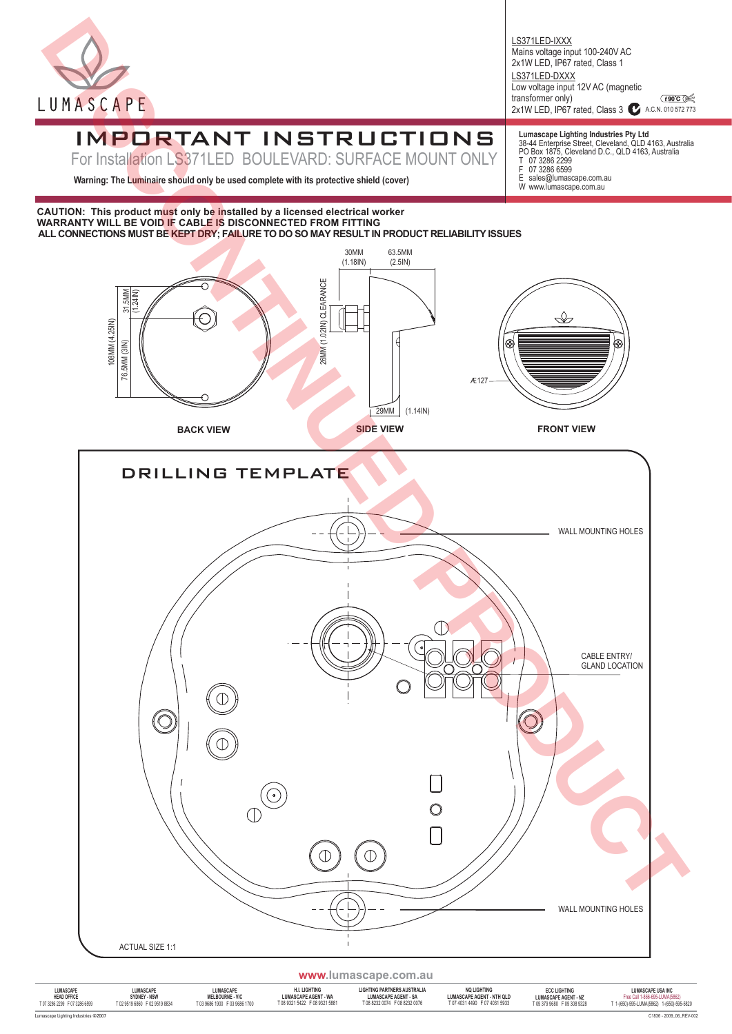LUMASCAPE

LS371LED-IXXX
Mains voltage input 100-240V AC
2x1W LED, IP67 rated, Class 1

LS371LED-DXXX
Low voltage input 12V AC (magnetic transformer only)
2x1W LED, IP67 rated, Class 3

A.C.N. 010 572 773

DISCONTINUED PRODUCT

# IMPORTANT INSTRUCTIONS

## For Installation LS371LED BOULEVARD: SURFACE MOUNT ONLY

**Warning: The Luminaire should only be used complete with its protective shield (cover)**

**Lumascape Lighting Industries Pty Ltd**
38-44 Enterprise Street, Cleveland, QLD 4163, Australia
PO Box 1875, Cleveland D.C., QLD 4163, Australia
T 07 3286 2299
F 07 3286 6599
E sales@lumascape.com.au
W www.lumascape.com.au

**CAUTION: This product must only be installed by a licensed electrical worker**
**WARRANTY WILL BE VOID IF CABLE IS DISCONNECTED FROM FITTING**
**ALL CONNECTIONS MUST BE KEPT DRY; FAILURE TO DO SO MAY RESULT IN PRODUCT RELIABILITY ISSUES**

108MM (4.25IN)
76.5MM (3IN)
31.5MM (1.24IN)
30MM (1.18IN)
63.5MM (2.5IN)
26MM (1.02IN) CLEARANCE
29MM (1.14IN)
Æ127

**BACK VIEW** **SIDE VIEW** **FRONT VIEW**

## DRILLING TEMPLATE

WALL MOUNTING HOLES

CABLE ENTRY/ GLAND LOCATION

WALL MOUNTING HOLES

ACTUAL SIZE 1:1

www.lumascape.com.au

| LUMASCAPE HEAD OFFICE | LUMASCAPE SYDNEY - NSW | LUMASCAPE MELBOURNE - VIC | H.I. LIGHTING LUMASCAPE AGENT - WA | LIGHTING PARTNERS AUSTRALIA LUMASCAPE AGENT - SA | NQ LIGHTING LUMASCAPE AGENT - NTH QLD | ECC LIGHTING LUMASCAPE AGENT - NZ | LUMASCAPE USA INC |
|---|---|---|---|---|---|---|---|
| T 07 3286 2299 F 07 3286 6599 | T 02 9519 6860 F 02 9519 8834 | T 03 9686 1900 F 03 9686 1700 | T 08 9321 5422 F 08 9321 5881 | T 08 8232 0074 F 08 8232 0076 | T 07 4031 4490 F 07 4031 5933 | T 09 379 9680 F 09 308 9328 | Free Call 1-866-695-LUMA(5862) T 1-(650)-595-LUMA(5862) 1-(650)-595-5820 |

Lumascape Lighting Industries ©2007

C1836 - 2009_06_REV-002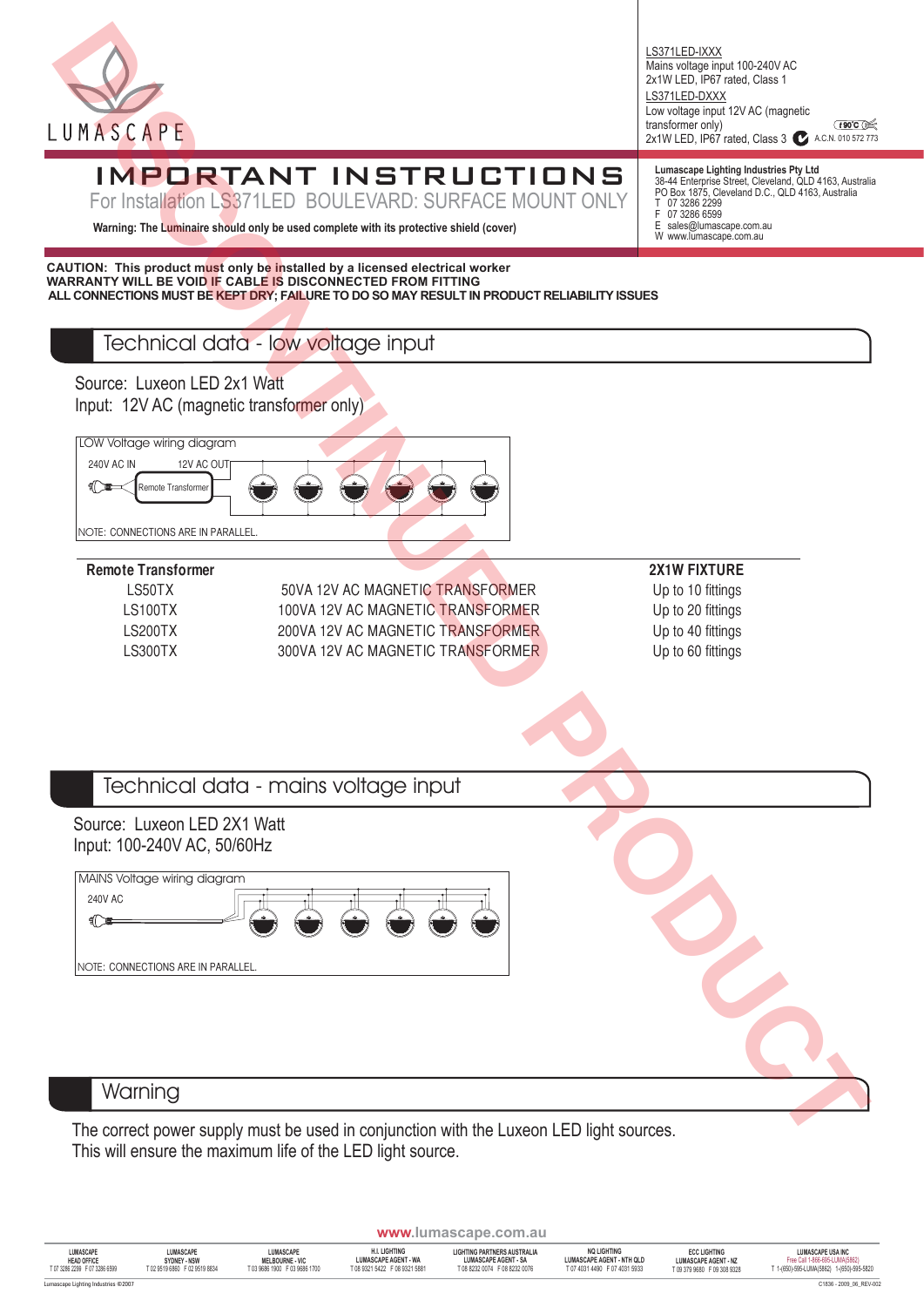LUMASCAPE

LS371LED-IXXX
Mains voltage input 100-240V AC
2x1W LED, IP67 rated, Class 1

LS371LED-DXXX
Low voltage input 12V AC (magnetic transformer only)
2x1W LED, IP67 rated, Class 3

A.C.N. 010 572 773

# IMPORTANT INSTRUCTIONS

For Installation LS371LED BOULEVARD: SURFACE MOUNT ONLY

**Warning: The Luminaire should only be used complete with its protective shield (cover)**

**Lumascape Lighting Industries Pty Ltd**
38-44 Enterprise Street, Cleveland, QLD 4163, Australia
PO Box 1875, Cleveland D.C., QLD 4163, Australia
T 07 3286 2299
F 07 3286 6599
E sales@lumascape.com.au
W www.lumascape.com.au

**CAUTION: This product must only be installed by a licensed electrical worker**
**WARRANTY WILL BE VOID IF CABLE IS DISCONNECTED FROM FITTING**
**ALL CONNECTIONS MUST BE KEPT DRY; FAILURE TO DO SO MAY RESULT IN PRODUCT RELIABILITY ISSUES**

DISCONTINUED PRODUCT

## Technical data - low voltage input

Source: Luxeon LED 2x1 Watt
Input: 12V AC (magnetic transformer only)

LOW Voltage wiring diagram
240V AC IN
12V AC OUT
Remote Transformer
NOTE: CONNECTIONS ARE IN PARALLEL.

| Remote Transformer | | 2X1W FIXTURE |
|---|---|---|
| LS50TX | 50VA 12V AC MAGNETIC TRANSFORMER | Up to 10 fittings |
| LS100TX | 100VA 12V AC MAGNETIC TRANSFORMER | Up to 20 fittings |
| LS200TX | 200VA 12V AC MAGNETIC TRANSFORMER | Up to 40 fittings |
| LS300TX | 300VA 12V AC MAGNETIC TRANSFORMER | Up to 60 fittings |

## Technical data - mains voltage input

Source: Luxeon LED 2X1 Watt
Input: 100-240V AC, 50/60Hz

MAINS Voltage wiring diagram
240V AC
NOTE: CONNECTIONS ARE IN PARALLEL.

## Warning

The correct power supply must be used in conjunction with the Luxeon LED light sources.
This will ensure the maximum life of the LED light source.

www.lumascape.com.au

| LUMASCAPE HEAD OFFICE | LUMASCAPE SYDNEY - NSW | LUMASCAPE MELBOURNE - VIC | H.I. LIGHTING LUMASCAPE AGENT - WA | LIGHTING PARTNERS AUSTRALIA LUMASCAPE AGENT - SA | NQ LIGHTING LUMASCAPE AGENT - NTH QLD | ECC LIGHTING LUMASCAPE AGENT - NZ | LUMASCAPE USA INC |
|---|---|---|---|---|---|---|---|
| T 07 3286 2299 F 07 3286 6599 | T 02 9519 6860 F 02 9519 8834 | T 03 9686 1900 F 03 9686 1700 | T 08 9321 5422 F 08 9321 5881 | T 08 8232 0074 F 08 8232 0076 | T 07 4031 4490 F 07 4031 5933 | T 09 379 9680 F 09 308 9328 | Free Call 1-866-695-LUMA(5862) T 1-(650)-595-LUMA(5862) 1-(650)-595-5820 |

Lumascape Lighting Industries ©2007

C1836 - 2009_06_REV-002